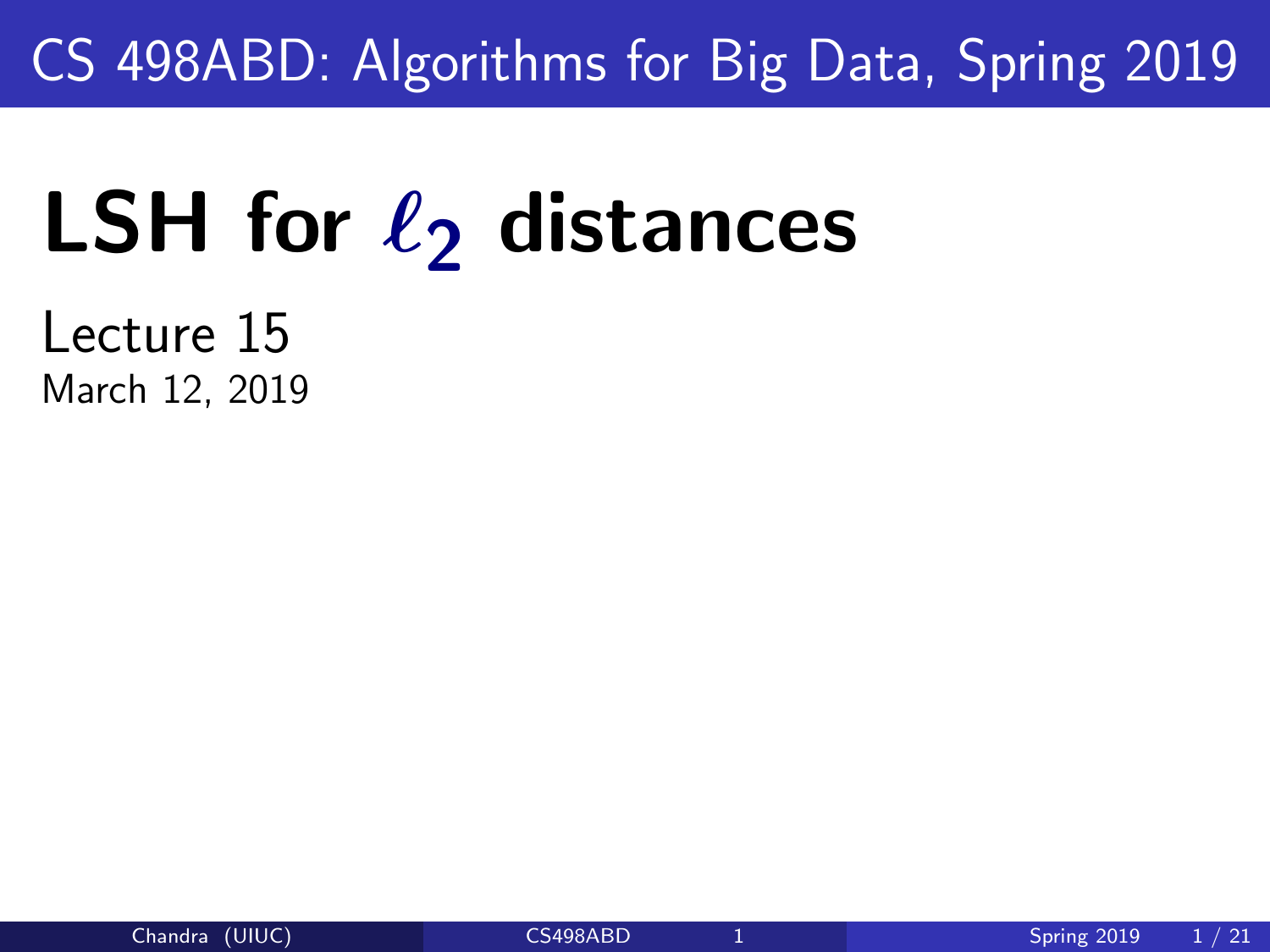CS 498ABD: Algorithms for Big Data, Spring 2019

# LSH for $\ell_2$ distances

Lecture 15

March 12, 2019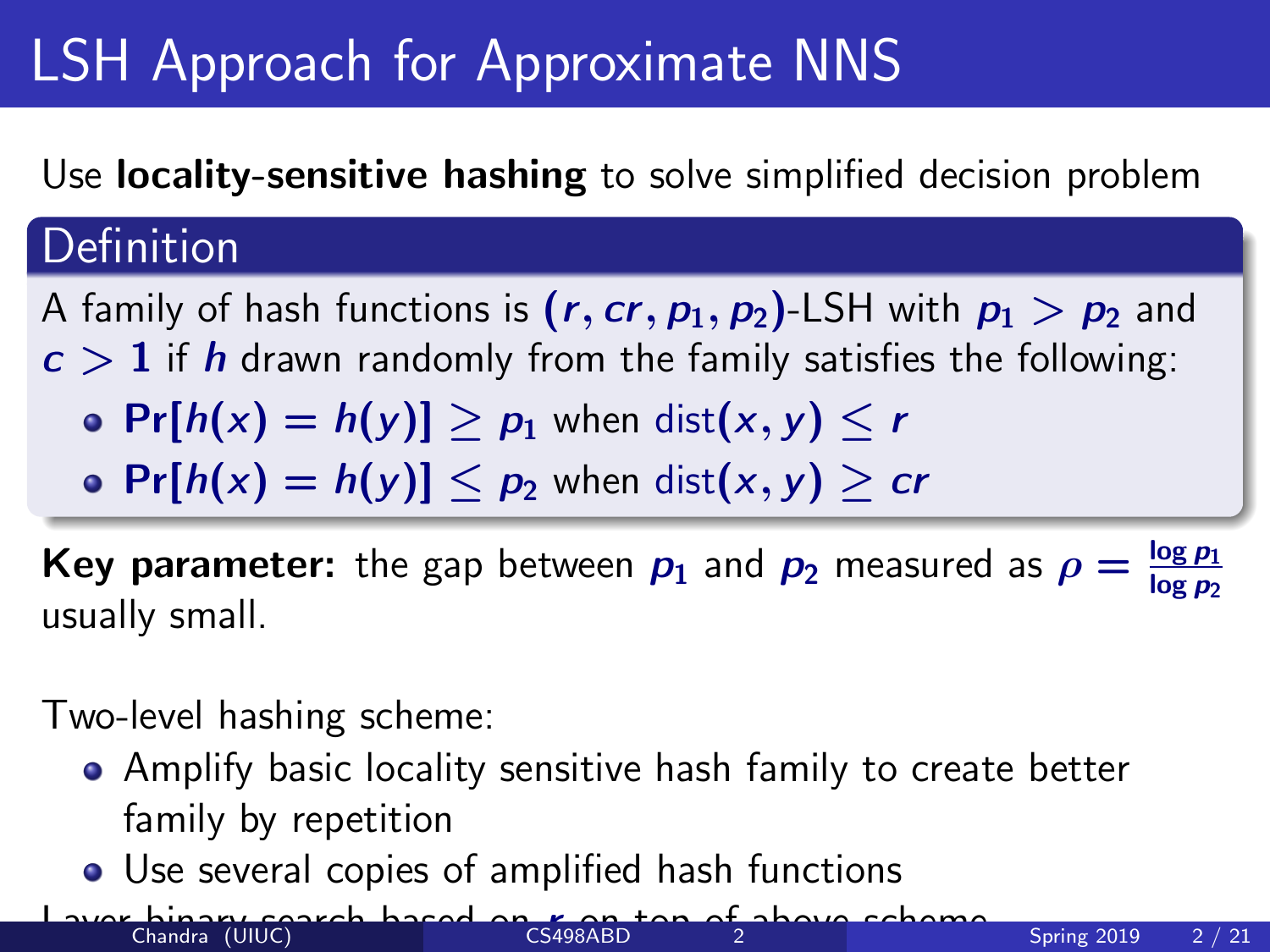# LSH Approach for Approximate NNS

Use **locality-sensitive hashing** to solve simplified decision problem

## Definition

A family of hash functions is $(r, cr, p_1, p_2)$-LSH with $p_1 > p_2$ and $c > 1$ if $h$ drawn randomly from the family satisfies the following:

- $\Pr[h(x) = h(y)] \geq p_1$ when $\text{dist}(x, y) \leq r$
- $\Pr[h(x) = h(y)] \leq p_2$ when $\text{dist}(x, y) \geq cr$

**Key parameter:** the gap between $p_1$ and $p_2$ measured as $\rho = \frac{\log p_1}{\log p_2}$ usually small.

Two-level hashing scheme:

- Amplify basic locality sensitive hash family to create better family by repetition
- Use several copies of amplified hash functions

Layer binary search based on $r$ on top of above scheme.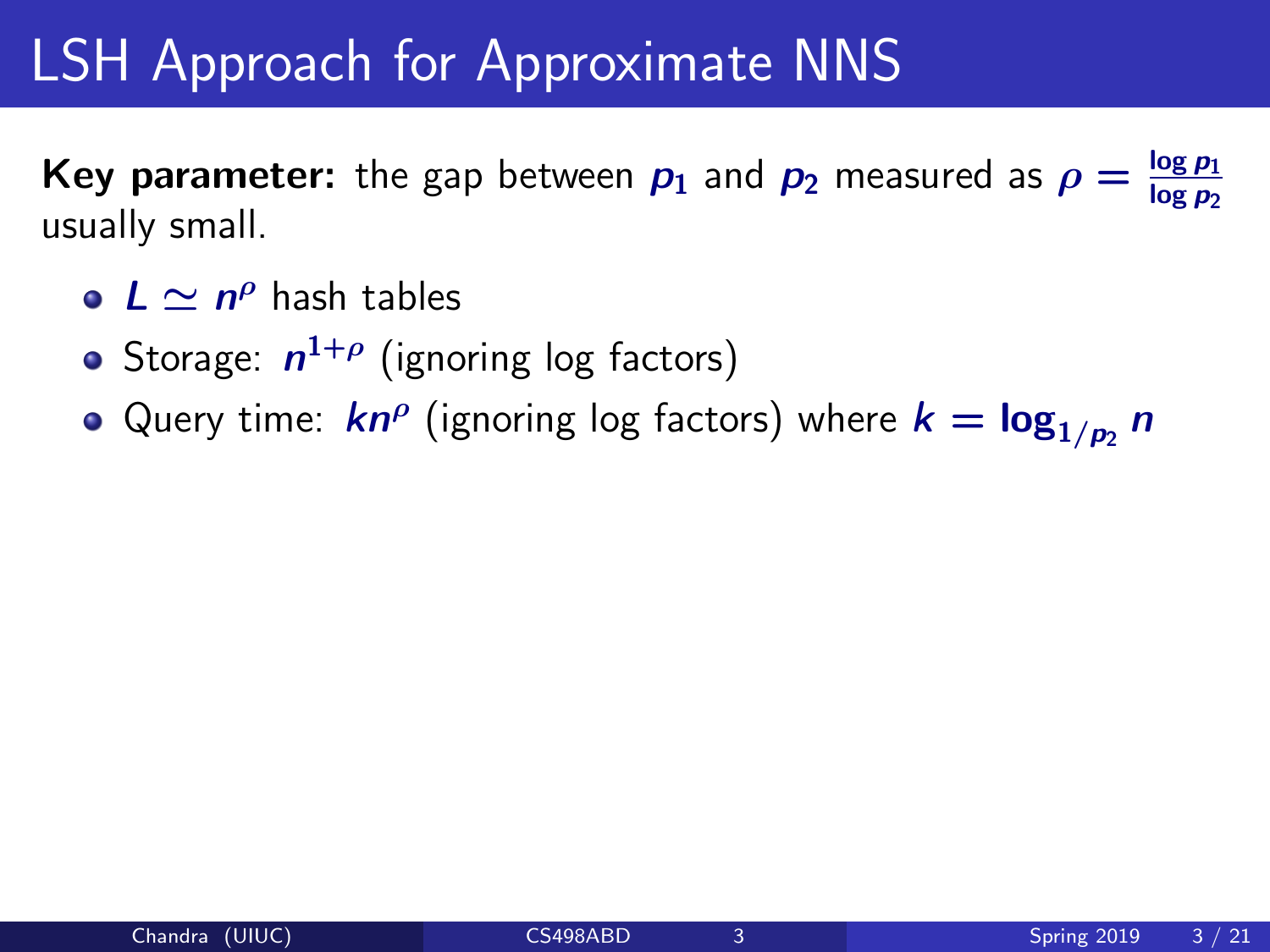# LSH Approach for Approximate NNS

**Key parameter:** the gap between $p_1$ and $p_2$ measured as $\rho = \frac{\log p_1}{\log p_2}$ usually small.

- $L \simeq n^{\rho}$ hash tables
- Storage: $n^{1+\rho}$ (ignoring log factors)
- Query time: $kn^{\rho}$ (ignoring log factors) where $k = \log_{1/p_2} n$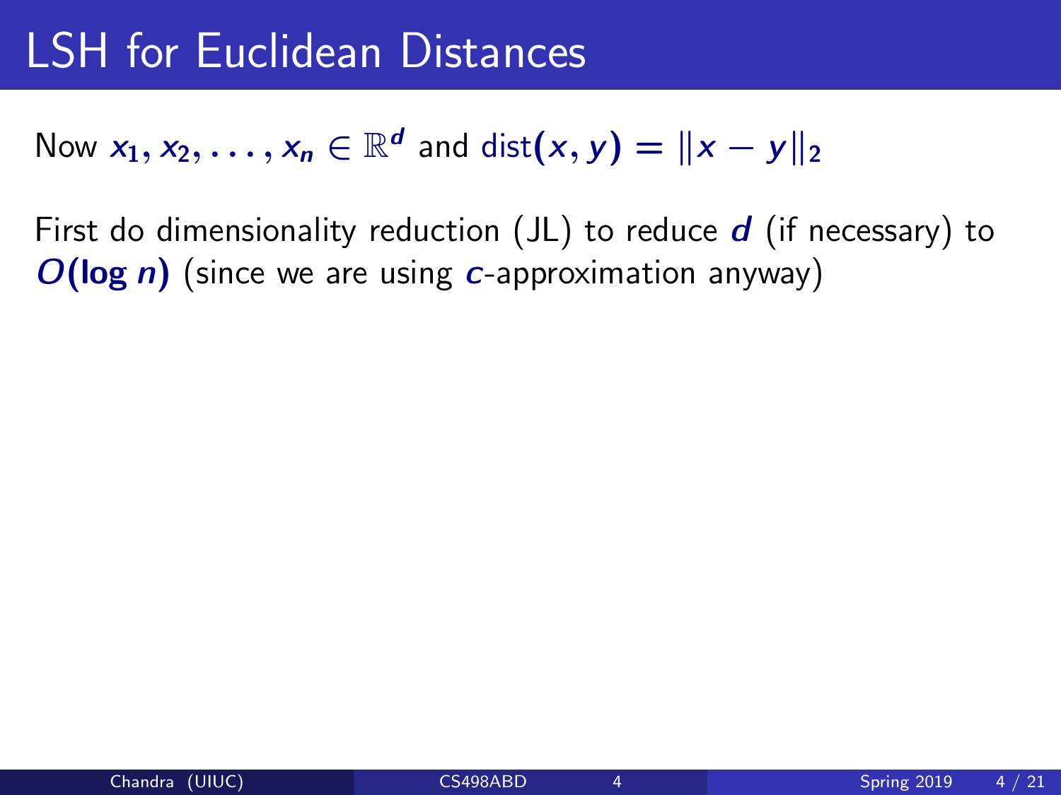# LSH for Euclidean Distances

Now $x_1, x_2, \ldots, x_n \in \mathbb{R}^d$ and $\text{dist}(x, y) = \|x - y\|_2$

First do dimensionality reduction (JL) to reduce $d$ (if necessary) to $O(\log n)$ (since we are using $c$-approximation anyway)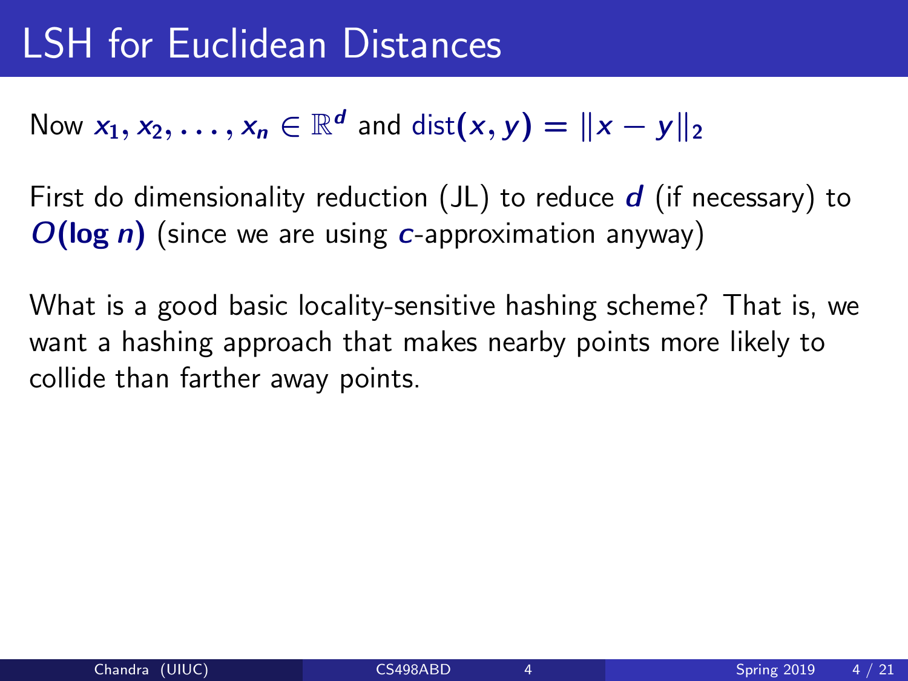# LSH for Euclidean Distances

Now $x_1, x_2, \ldots, x_n \in \mathbb{R}^d$ and $\text{dist}(x, y) = \|x - y\|_2$

First do dimensionality reduction (JL) to reduce $d$ (if necessary) to $O(\log n)$ (since we are using $c$-approximation anyway)

What is a good basic locality-sensitive hashing scheme? That is, we want a hashing approach that makes nearby points more likely to collide than farther away points.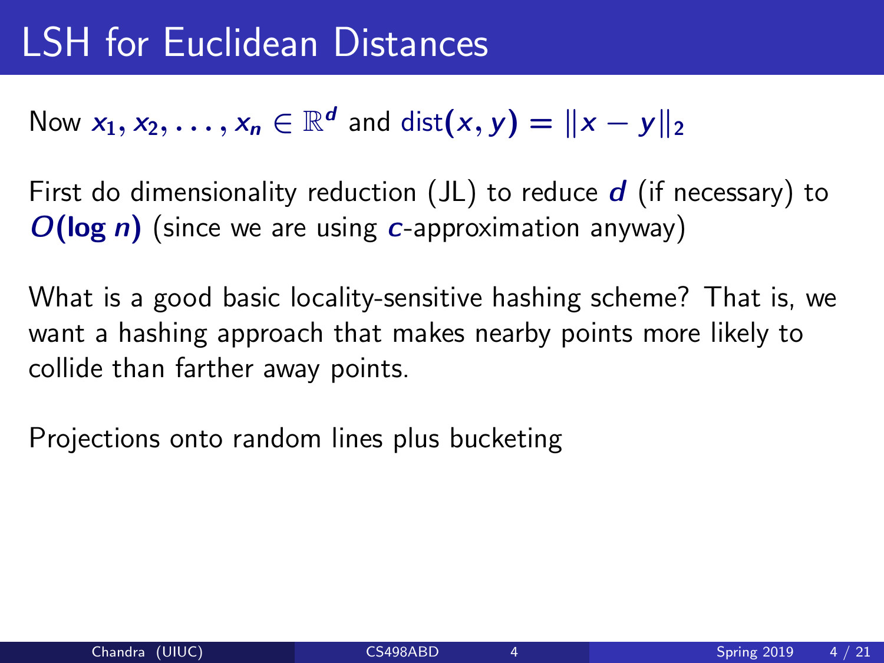# LSH for Euclidean Distances

Now $x_1, x_2, \ldots, x_n \in \mathbb{R}^d$ and $\text{dist}(x, y) = \|x - y\|_2$

First do dimensionality reduction (JL) to reduce $d$ (if necessary) to $O(\log n)$ (since we are using $c$-approximation anyway)

What is a good basic locality-sensitive hashing scheme? That is, we want a hashing approach that makes nearby points more likely to collide than farther away points.

Projections onto random lines plus bucketing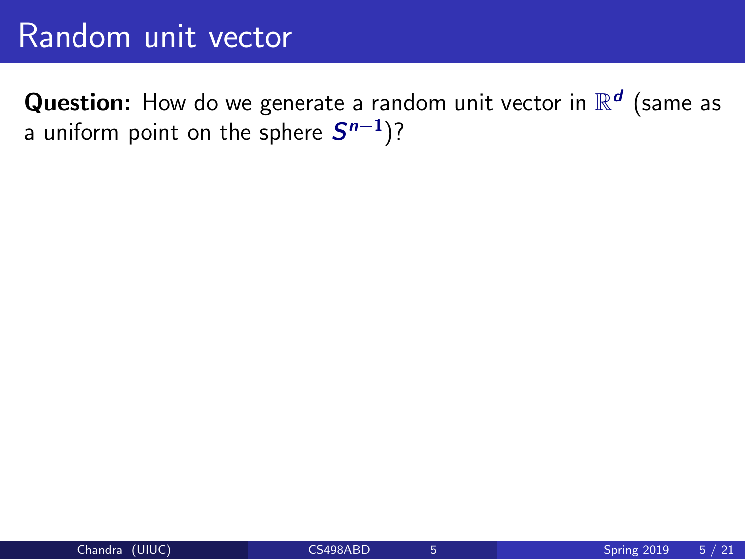# Random unit vector

**Question:** How do we generate a random unit vector in $\mathbb{R}^d$ (same as a uniform point on the sphere $S^{n-1}$)?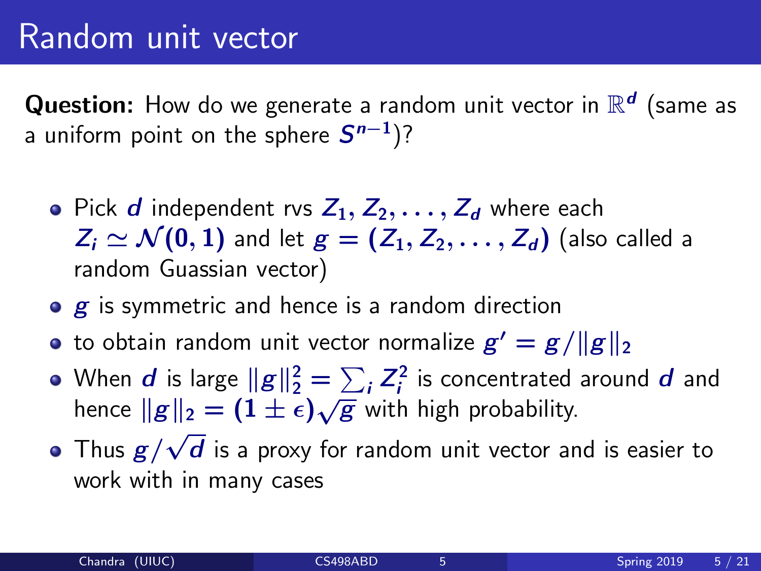# Random unit vector

**Question:** How do we generate a random unit vector in $\mathbb{R}^d$ (same as a uniform point on the sphere $S^{n-1}$)?

- Pick $d$ independent rvs $Z_1, Z_2, \ldots, Z_d$ where each $Z_i \simeq \mathcal{N}(0, 1)$ and let $g = (Z_1, Z_2, \ldots, Z_d)$ (also called a random Guassian vector)
- $g$ is symmetric and hence is a random direction
- to obtain random unit vector normalize $g' = g/\|g\|_2$
- When $d$ is large $\|g\|_2^2 = \sum_i Z_i^2$ is concentrated around $d$ and hence $\|g\|_2 = (1 \pm \epsilon)\sqrt{g}$ with high probability.
- Thus $g/\sqrt{d}$ is a proxy for random unit vector and is easier to work with in many cases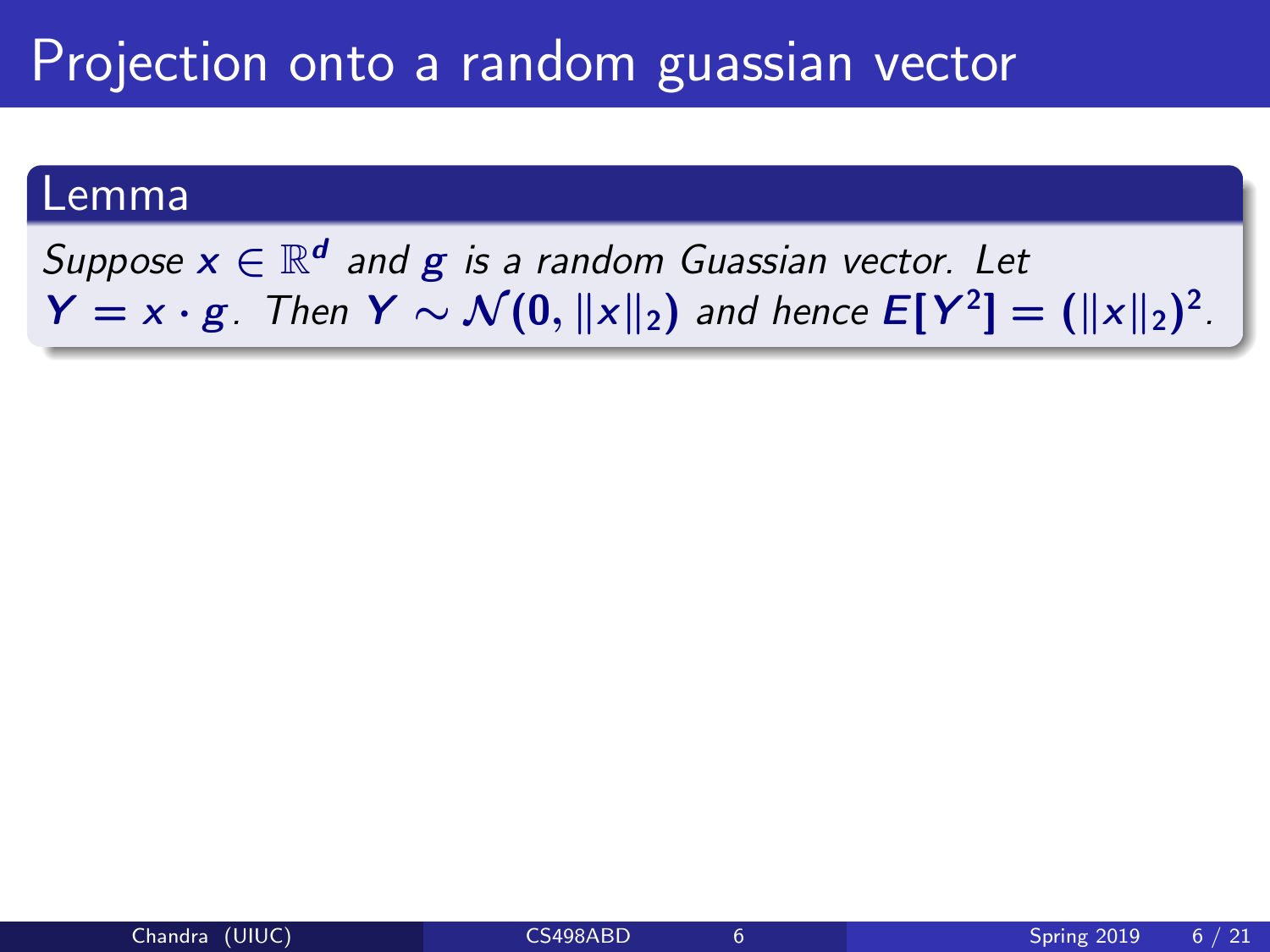# Projection onto a random guassian vector

**Lemma**

*Suppose $x \in \mathbb{R}^d$ and $g$ is a random Guassian vector. Let $Y = x \cdot g$. Then $Y \sim \mathcal{N}(0, \|x\|_2)$ and hence $E[Y^2] = (\|x\|_2)^2$.*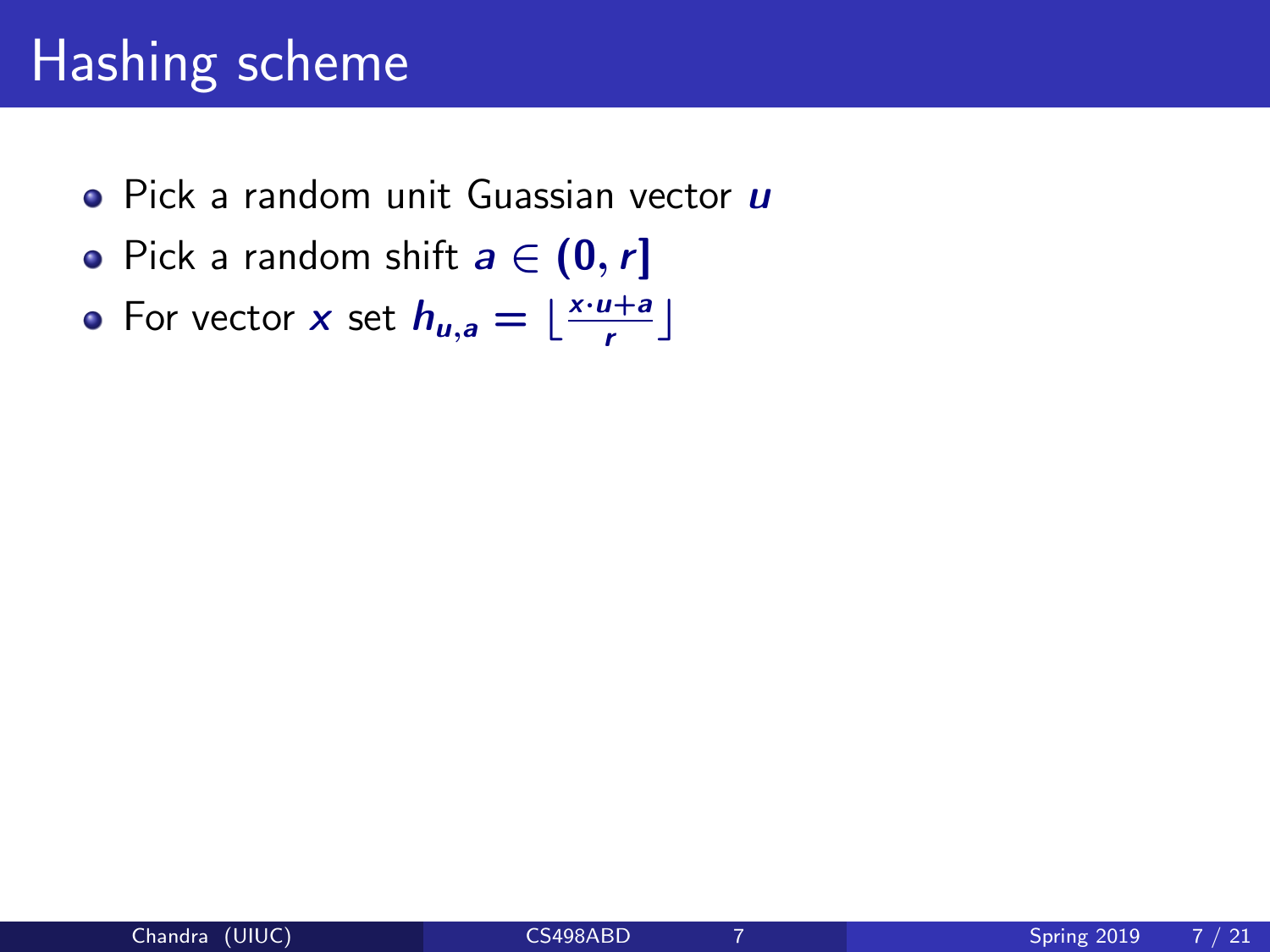# Hashing scheme

- Pick a random unit Guassian vector $u$
- Pick a random shift $a \in (0, r]$
- For vector $x$ set $h_{u,a} = \lfloor \frac{x \cdot u + a}{r} \rfloor$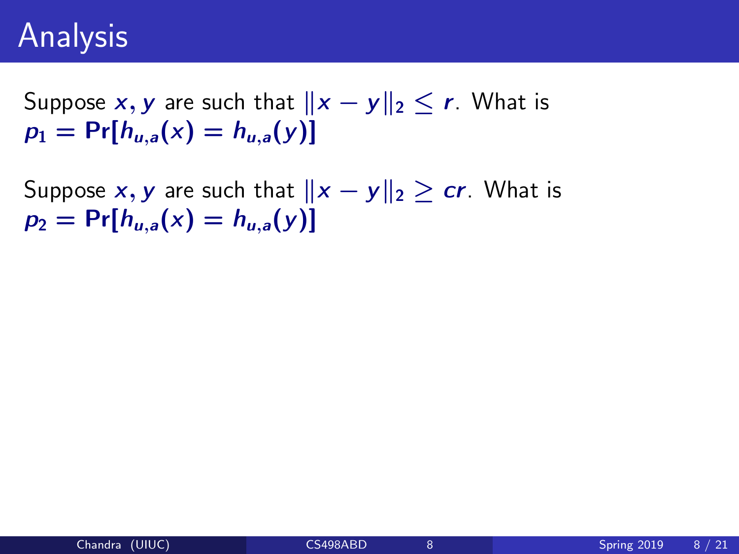# Analysis

Suppose $x, y$ are such that $\|x - y\|_2 \leq r$. What is $p_1 = \Pr[h_{u,a}(x) = h_{u,a}(y)]$

Suppose $x, y$ are such that $\|x - y\|_2 \geq cr$. What is $p_2 = \Pr[h_{u,a}(x) = h_{u,a}(y)]$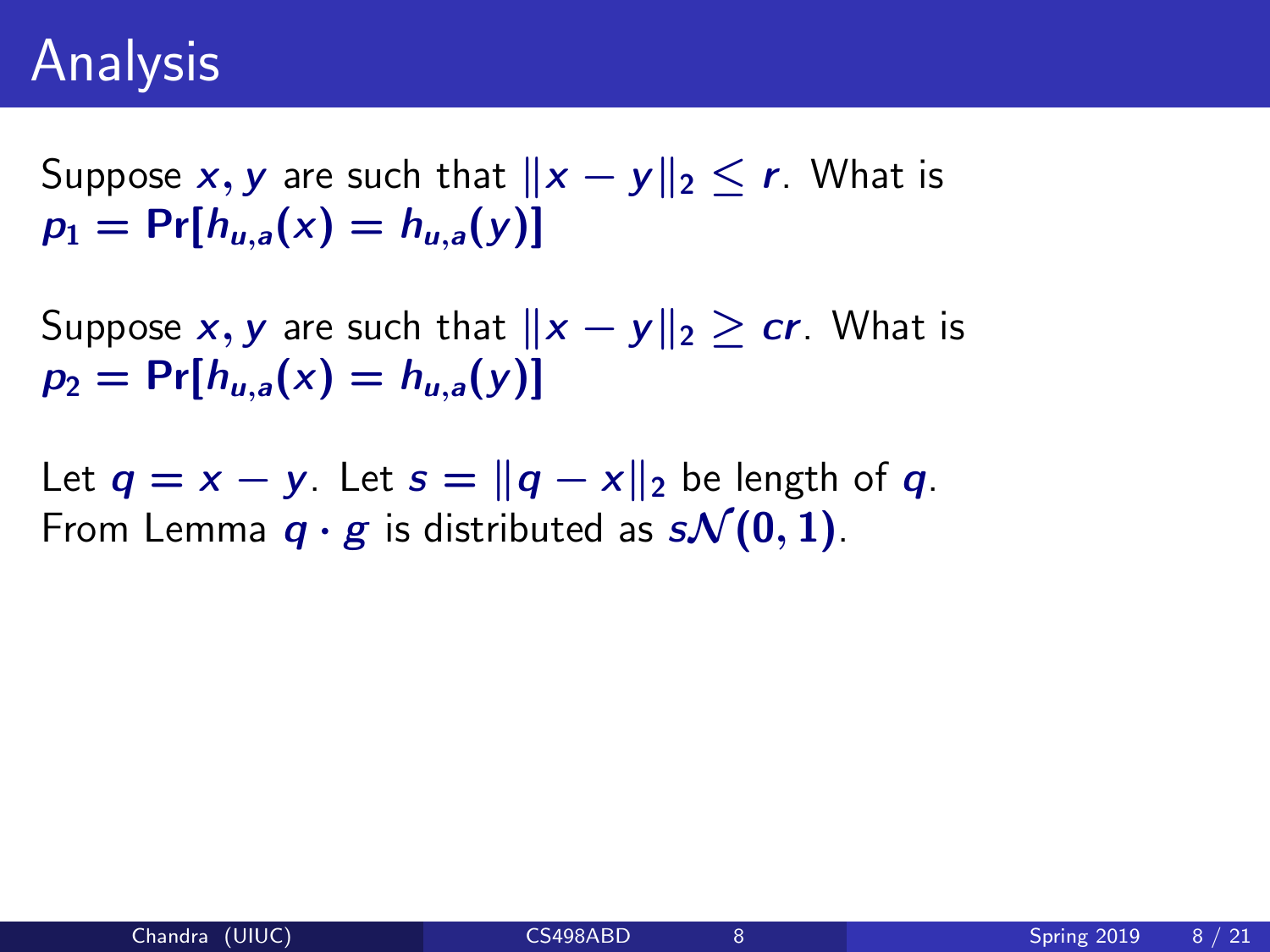# Analysis

Suppose $x, y$ are such that $\|x - y\|_2 \leq r$. What is $p_1 = \Pr[h_{u,a}(x) = h_{u,a}(y)]$

Suppose $x, y$ are such that $\|x - y\|_2 \geq cr$. What is $p_2 = \Pr[h_{u,a}(x) = h_{u,a}(y)]$

Let $q = x - y$. Let $s = \|q - x\|_2$ be length of $q$.
From Lemma $q \cdot g$ is distributed as $s\mathcal{N}(0, 1)$.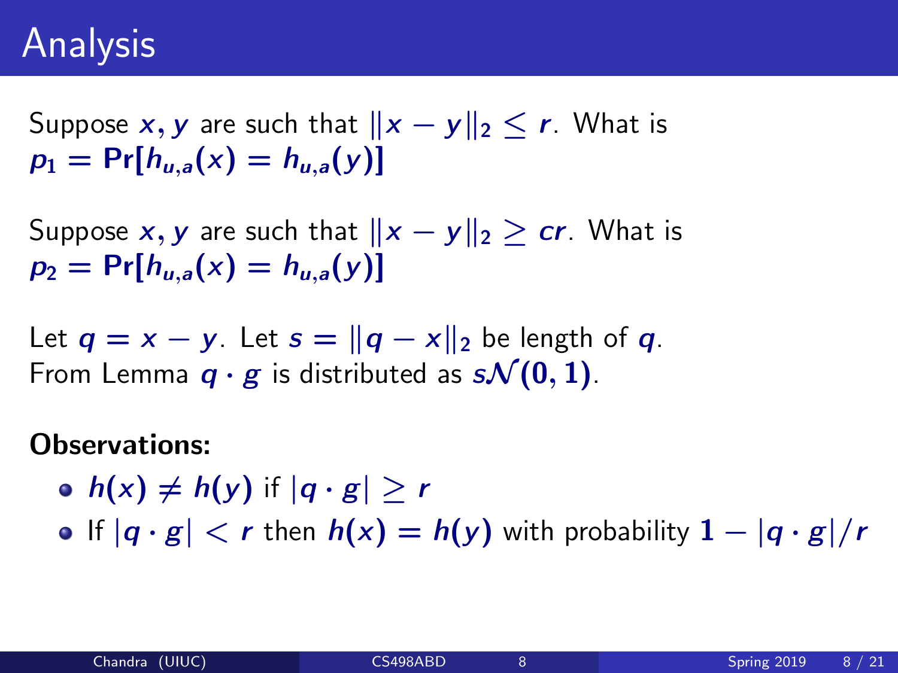# Analysis

Suppose $x, y$ are such that $\|x - y\|_2 \leq r$. What is $p_1 = \Pr[h_{u,a}(x) = h_{u,a}(y)]$

Suppose $x, y$ are such that $\|x - y\|_2 \geq cr$. What is $p_2 = \Pr[h_{u,a}(x) = h_{u,a}(y)]$

Let $q = x - y$. Let $s = \|q - x\|_2$ be length of $q$.
From Lemma $q \cdot g$ is distributed as $s\mathcal{N}(0, 1)$.

**Observations:**

- $h(x) \neq h(y)$ if $|q \cdot g| \geq r$
- If $|q \cdot g| < r$ then $h(x) = h(y)$ with probability $1 - |q \cdot g|/r$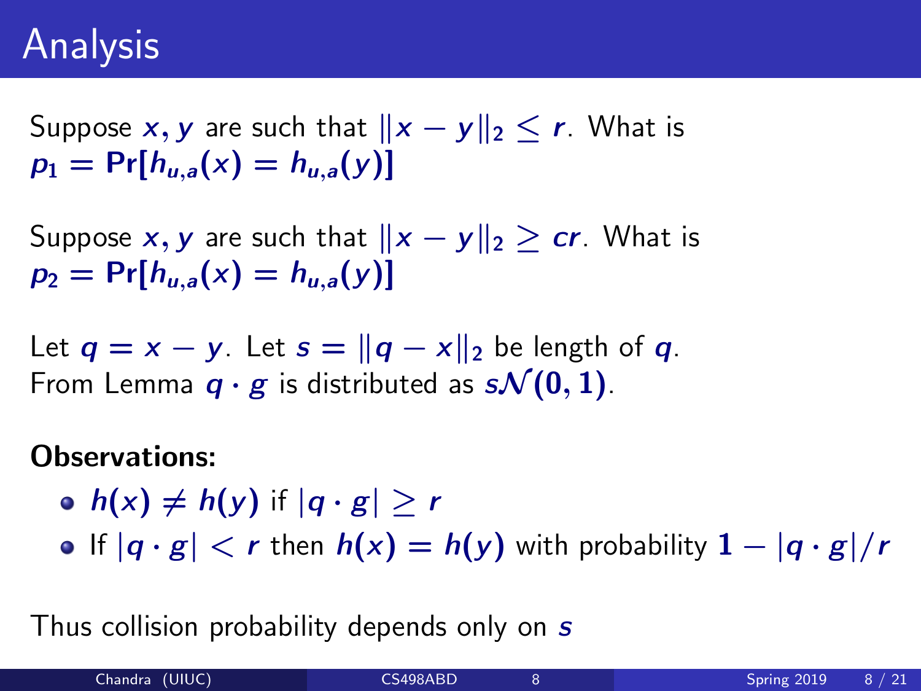# Analysis

Suppose $x, y$ are such that $\|x - y\|_2 \leq r$. What is $p_1 = \mathbf{Pr}[h_{u,a}(x) = h_{u,a}(y)]$

Suppose $x, y$ are such that $\|x - y\|_2 \geq cr$. What is $p_2 = \mathbf{Pr}[h_{u,a}(x) = h_{u,a}(y)]$

Let $q = x - y$. Let $s = \|q - x\|_2$ be length of $q$. From Lemma $q \cdot g$ is distributed as $s\mathcal{N}(0, 1)$.

**Observations:**

- $h(x) \neq h(y)$ if $|q \cdot g| \geq r$
- If $|q \cdot g| < r$ then $h(x) = h(y)$ with probability $1 - |q \cdot g|/r$

Thus collision probability depends only on $s$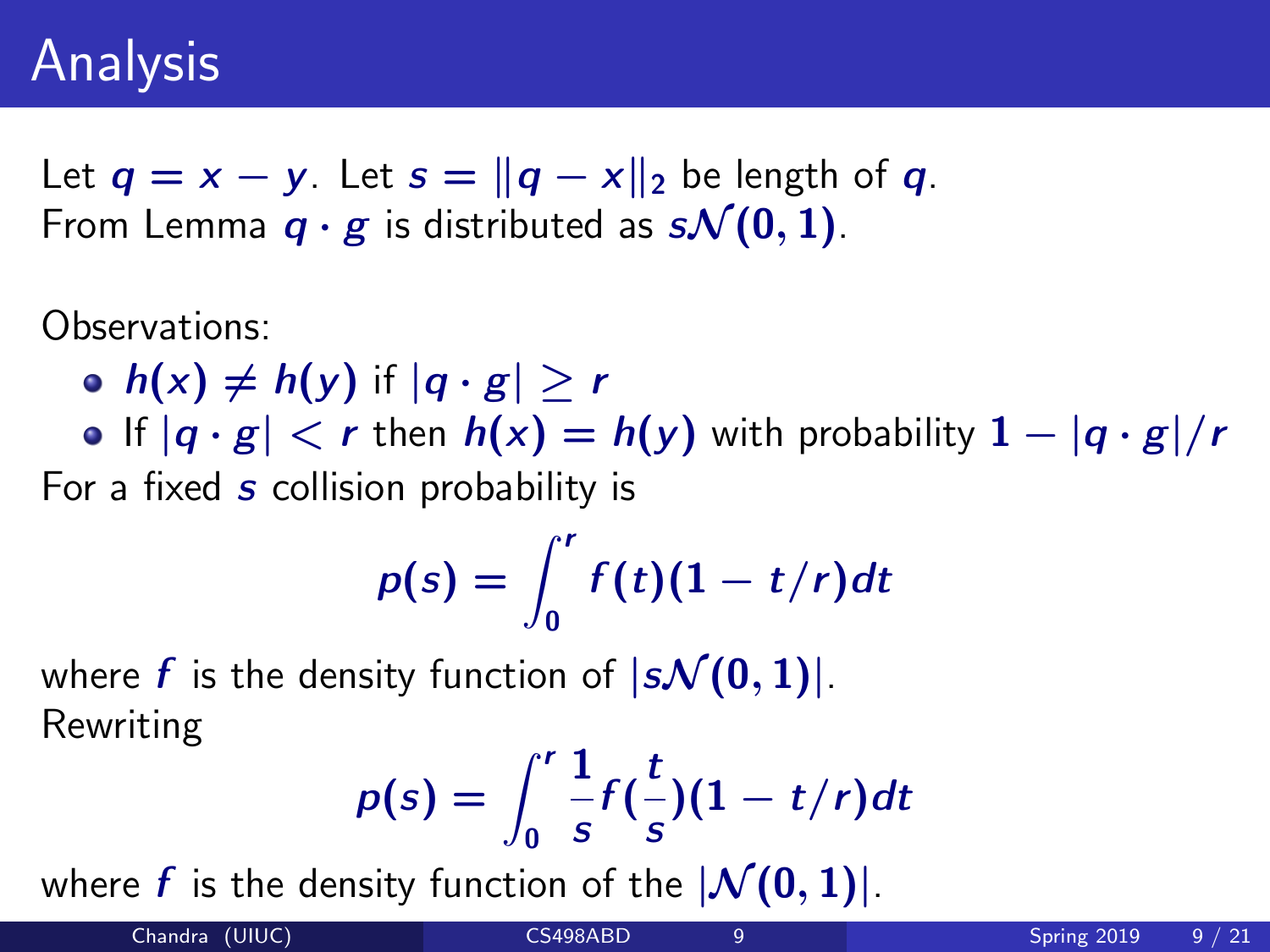# Analysis

Let $q = x - y$. Let $s = \|q - x\|_2$ be length of $q$.
From Lemma $q \cdot g$ is distributed as $s\mathcal{N}(0, 1)$.

Observations:

- $h(x) \neq h(y)$ if $|q \cdot g| \geq r$
- If $|q \cdot g| < r$ then $h(x) = h(y)$ with probability $1 - |q \cdot g|/r$

For a fixed $s$ collision probability is

$$p(s) = \int_0^r f(t)(1 - t/r)dt$$

where $f$ is the density function of $|s\mathcal{N}(0, 1)|$.
Rewriting

$$p(s) = \int_0^r \frac{1}{s} f(\frac{t}{s})(1 - t/r)dt$$

where $f$ is the density function of the $|\mathcal{N}(0, 1)|$.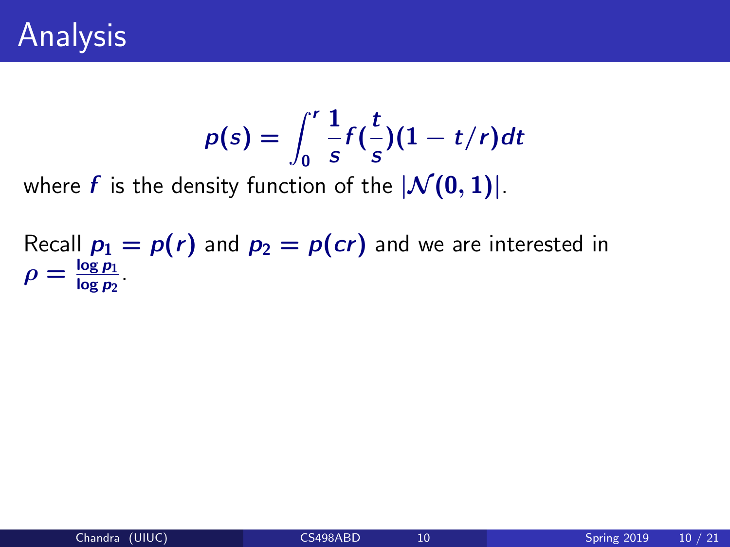# Analysis

$$p(s) = \int_0^r \frac{1}{s} f(\frac{t}{s})(1 - t/r)dt$$

where $f$ is the density function of the $|\mathcal{N}(0,1)|$.

Recall $p_1 = p(r)$ and $p_2 = p(cr)$ and we are interested in $\rho = \frac{\log p_1}{\log p_2}$.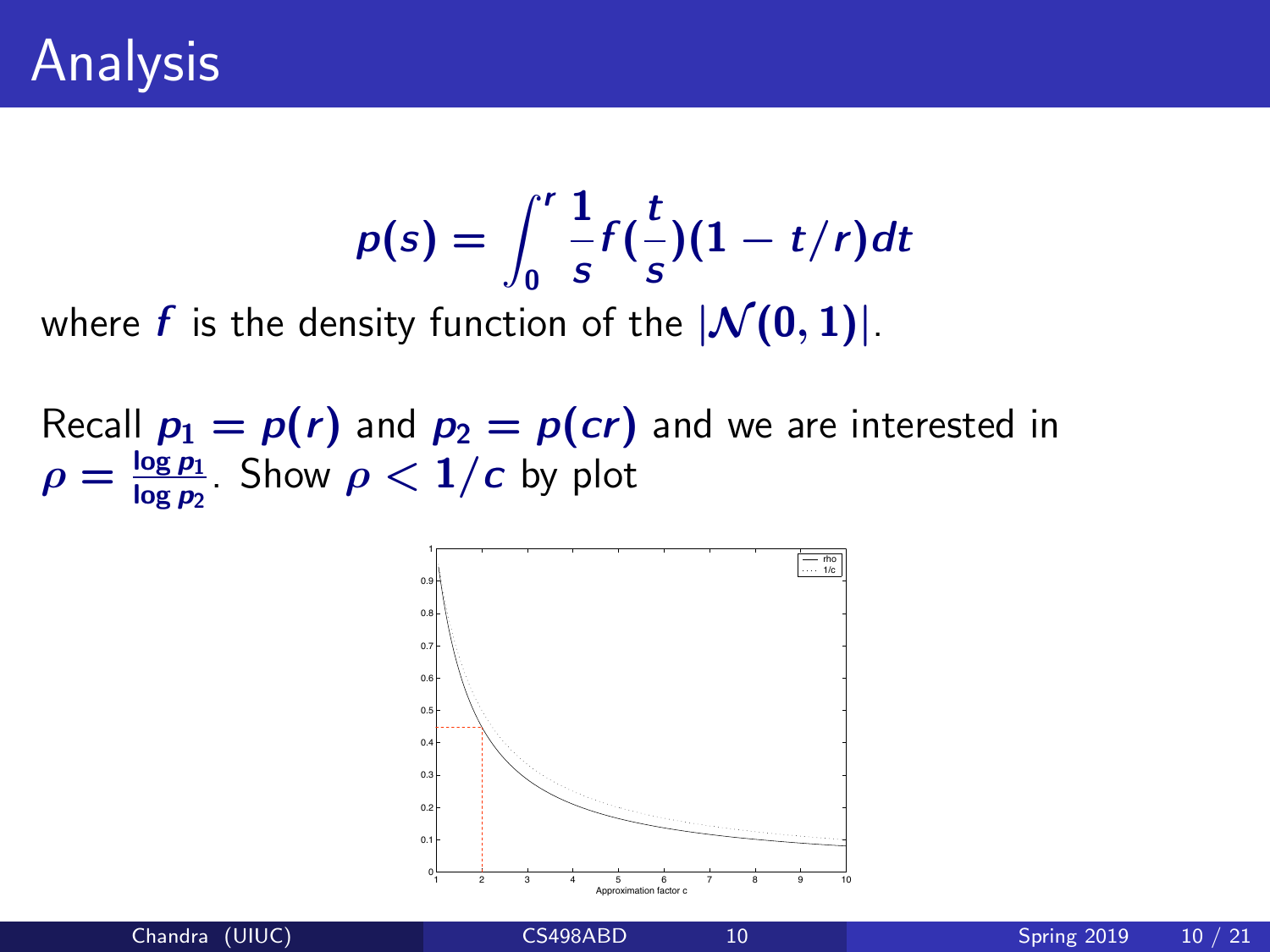# Analysis

$$p(s) = \int_0^r \frac{1}{s} f(\frac{t}{s})(1 - t/r)dt$$

where $f$ is the density function of the $|\mathcal{N}(0,1)|$.

Recall $p_1 = p(r)$ and $p_2 = p(cr)$ and we are interested in $\rho = \frac{\log p_1}{\log p_2}$. Show $\rho < 1/c$ by plot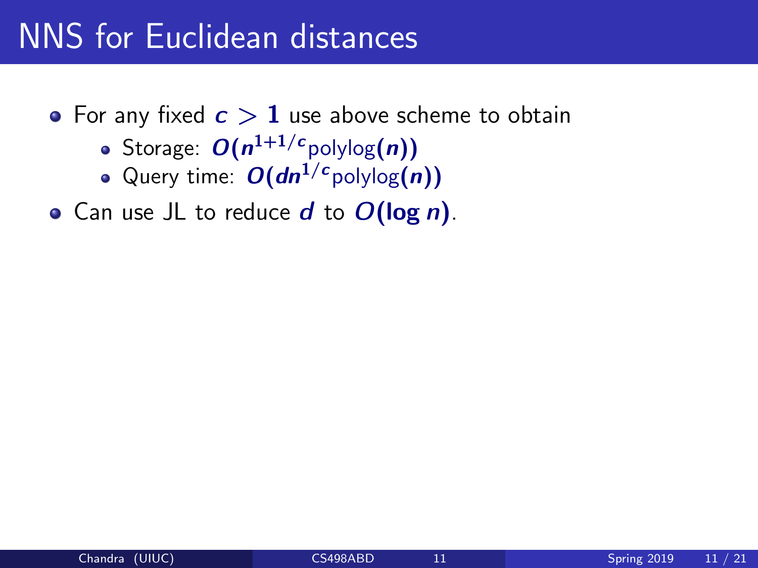# NNS for Euclidean distances

- For any fixed $c > 1$ use above scheme to obtain
  - Storage: $O(n^{1+1/c}\text{polylog}(n))$
  - Query time: $O(dn^{1/c}\text{polylog}(n))$
- Can use JL to reduce $d$ to $O(\log n)$.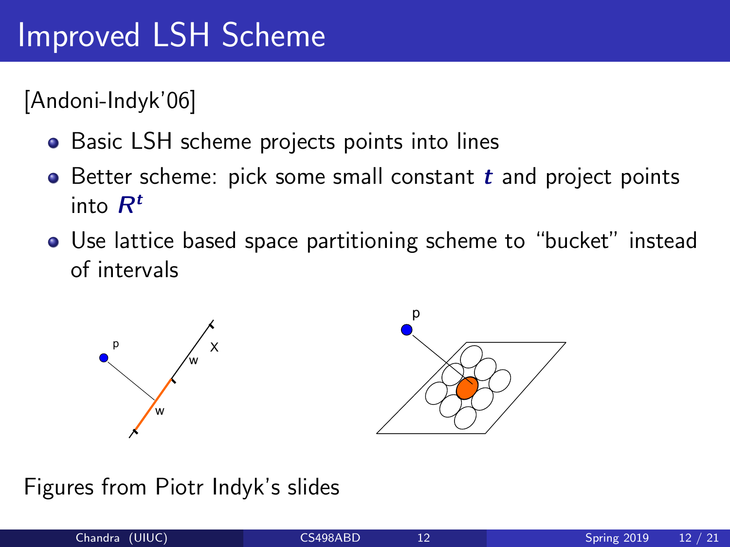# Improved LSH Scheme

[Andoni-Indyk'06]

- Basic LSH scheme projects points into lines
- Better scheme: pick some small constant $t$ and project points into $R^t$
- Use lattice based space partitioning scheme to "bucket" instead of intervals

Figures from Piotr Indyk's slides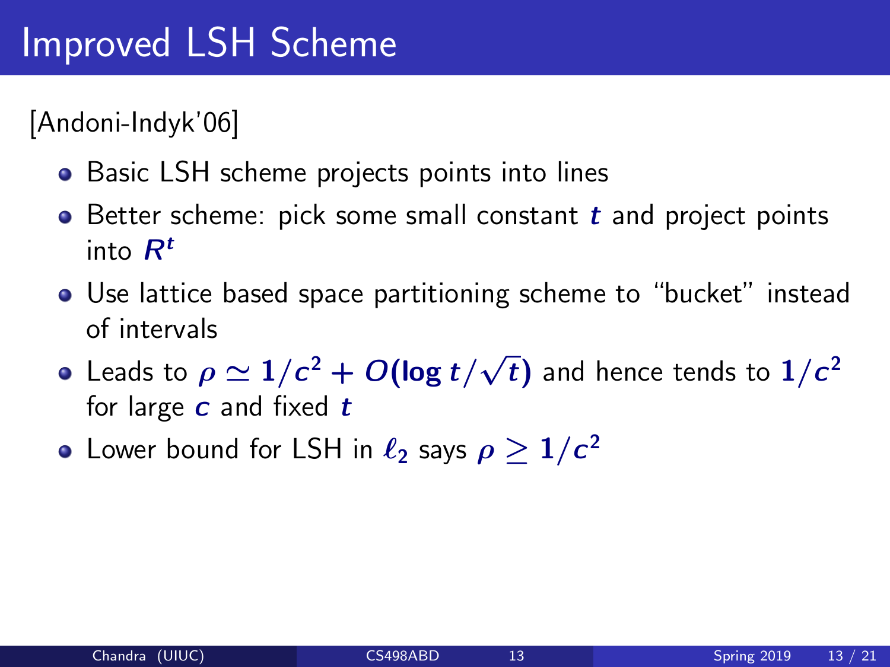# Improved LSH Scheme

[Andoni-Indyk'06]

- Basic LSH scheme projects points into lines
- Better scheme: pick some small constant $t$ and project points into $R^t$
- Use lattice based space partitioning scheme to "bucket" instead of intervals
- Leads to $\rho \simeq 1/c^2 + O(\log t/\sqrt{t})$ and hence tends to $1/c^2$ for large $c$ and fixed $t$
- Lower bound for LSH in $\ell_2$ says $\rho \geq 1/c^2$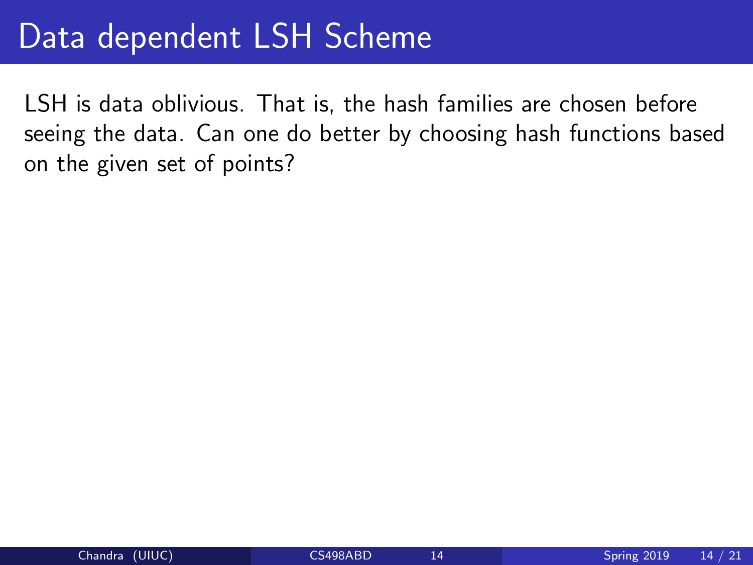# Data dependent LSH Scheme

LSH is data oblivious. That is, the hash families are chosen before seeing the data. Can one do better by choosing hash functions based on the given set of points?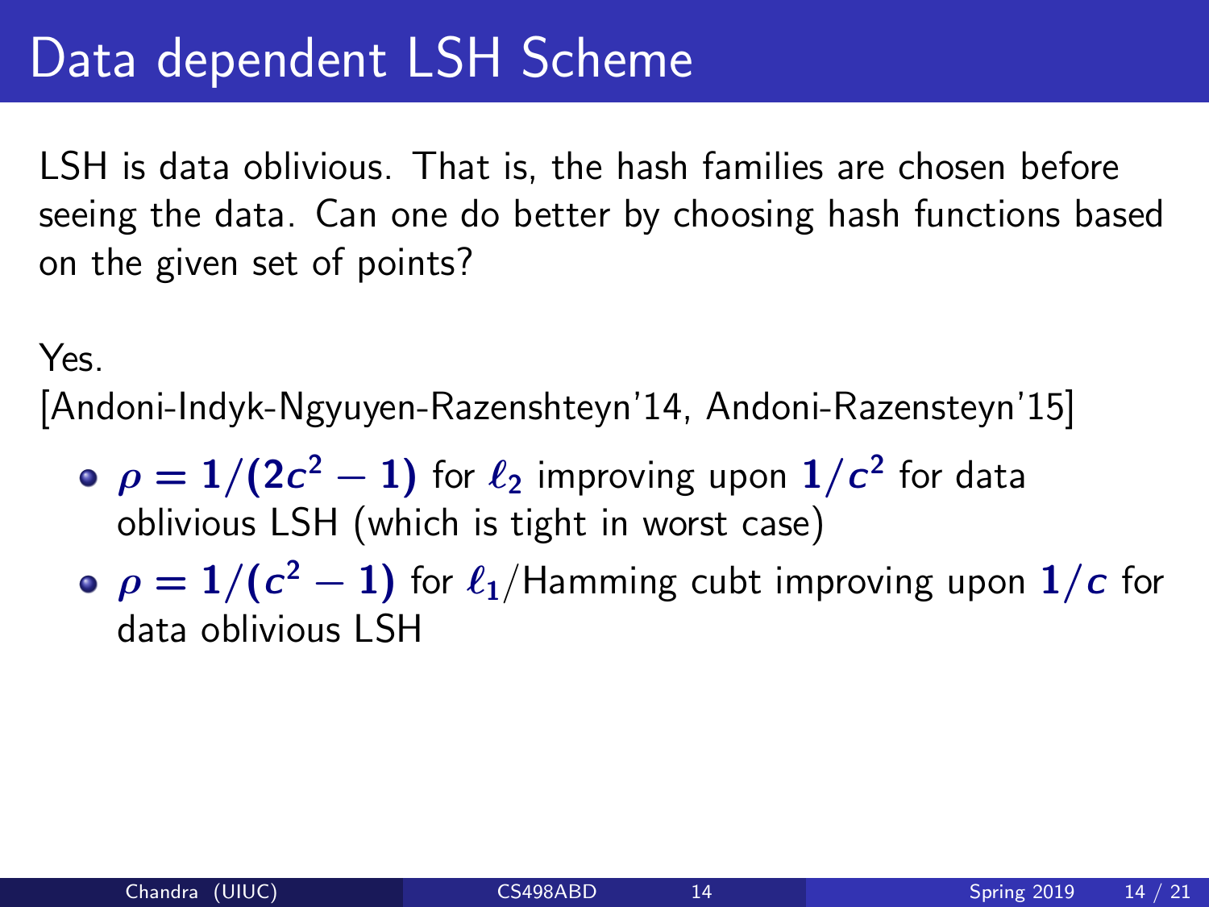# Data dependent LSH Scheme

LSH is data oblivious. That is, the hash families are chosen before seeing the data. Can one do better by choosing hash functions based on the given set of points?

Yes.
[Andoni-Indyk-Ngyuyen-Razenshteyn'14, Andoni-Razensteyn'15]

- $\rho = 1/(2c^2 - 1)$ for $\ell_2$ improving upon $1/c^2$ for data oblivious LSH (which is tight in worst case)
- $\rho = 1/(c^2 - 1)$ for $\ell_1$/Hamming cubt improving upon $1/c$ for data oblivious LSH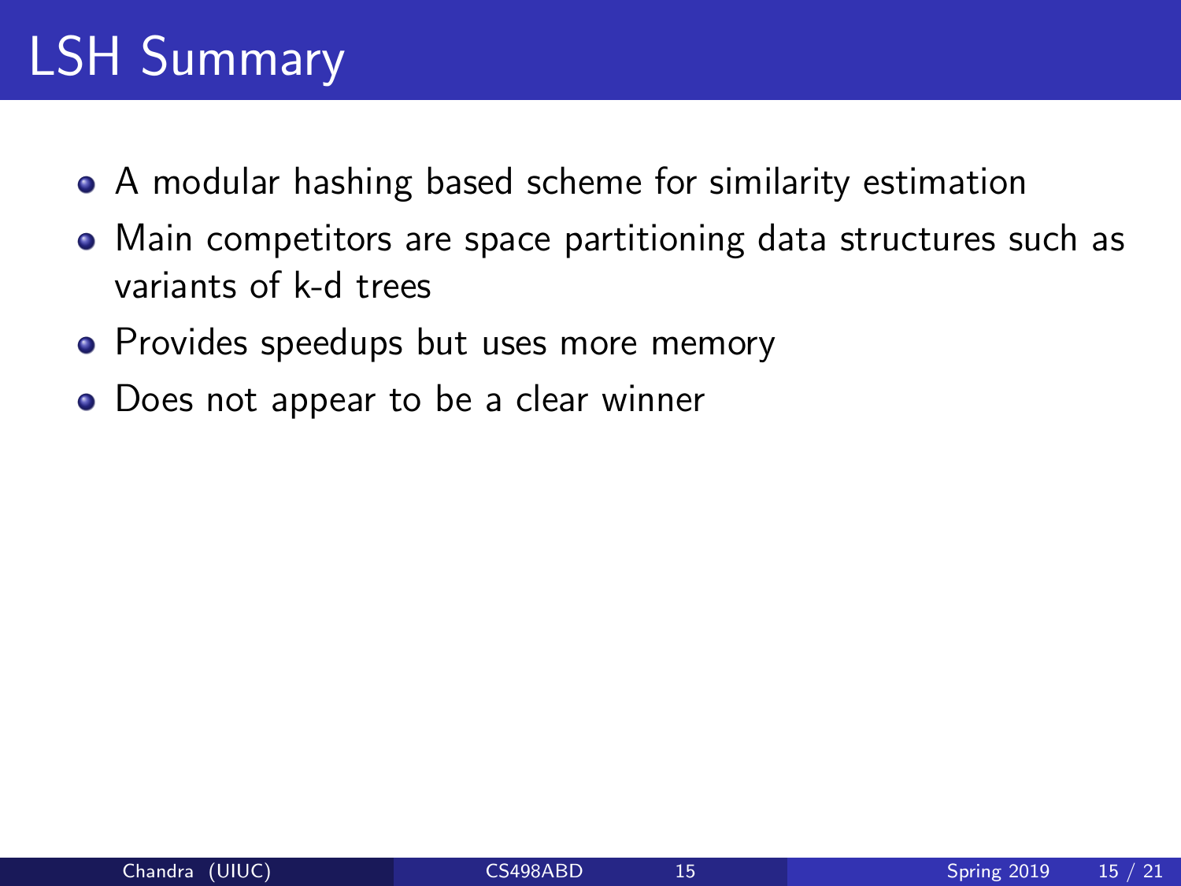# LSH Summary

- A modular hashing based scheme for similarity estimation
- Main competitors are space partitioning data structures such as variants of k-d trees
- Provides speedups but uses more memory
- Does not appear to be a clear winner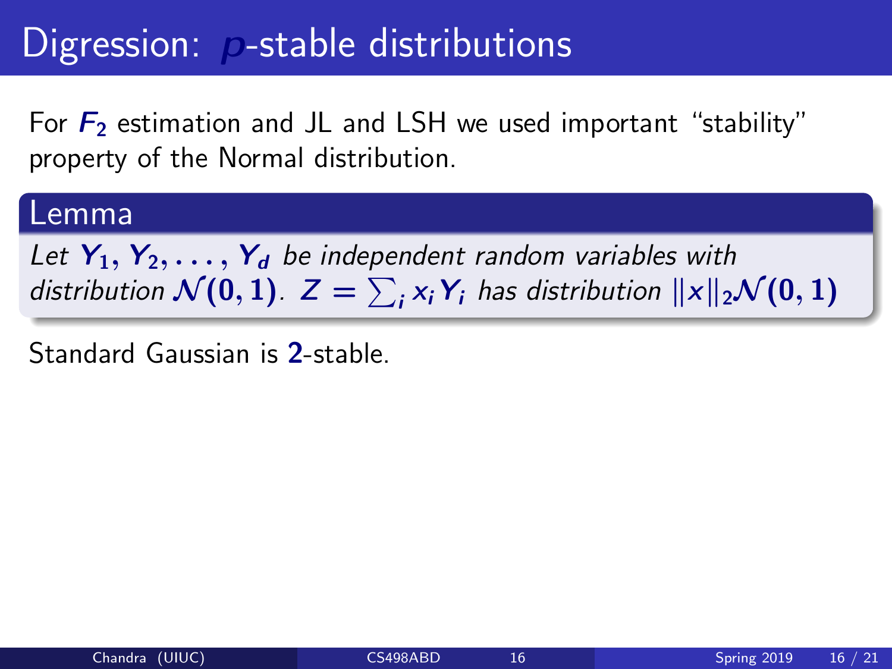# Digression: $p$-stable distributions

For $F_2$ estimation and JL and LSH we used important "stability" property of the Normal distribution.

**Lemma**

*Let $Y_1, Y_2, \ldots, Y_d$ be independent random variables with distribution $\mathcal{N}(0, 1)$. $Z = \sum_i x_i Y_i$ has distribution $\|x\|_2 \mathcal{N}(0, 1)$*

Standard Gaussian is $2$-stable.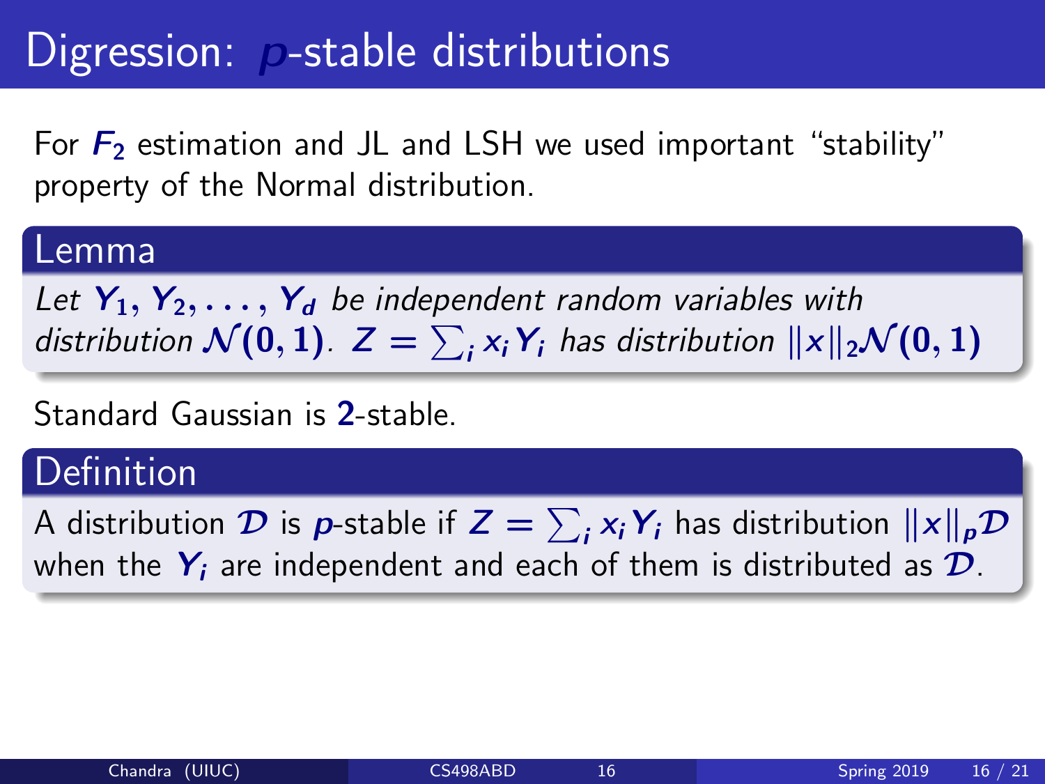# Digression: $p$-stable distributions

For $F_2$ estimation and JL and LSH we used important "stability" property of the Normal distribution.

## Lemma

*Let $Y_1, Y_2, \ldots, Y_d$ be independent random variables with distribution $\mathcal{N}(0,1)$. $Z = \sum_i x_i Y_i$ has distribution $\|x\|_2 \mathcal{N}(0,1)$*

Standard Gaussian is $2$-stable.

## Definition

A distribution $\mathcal{D}$ is $p$-stable if $Z = \sum_i x_i Y_i$ has distribution $\|x\|_p \mathcal{D}$ when the $Y_i$ are independent and each of them is distributed as $\mathcal{D}$.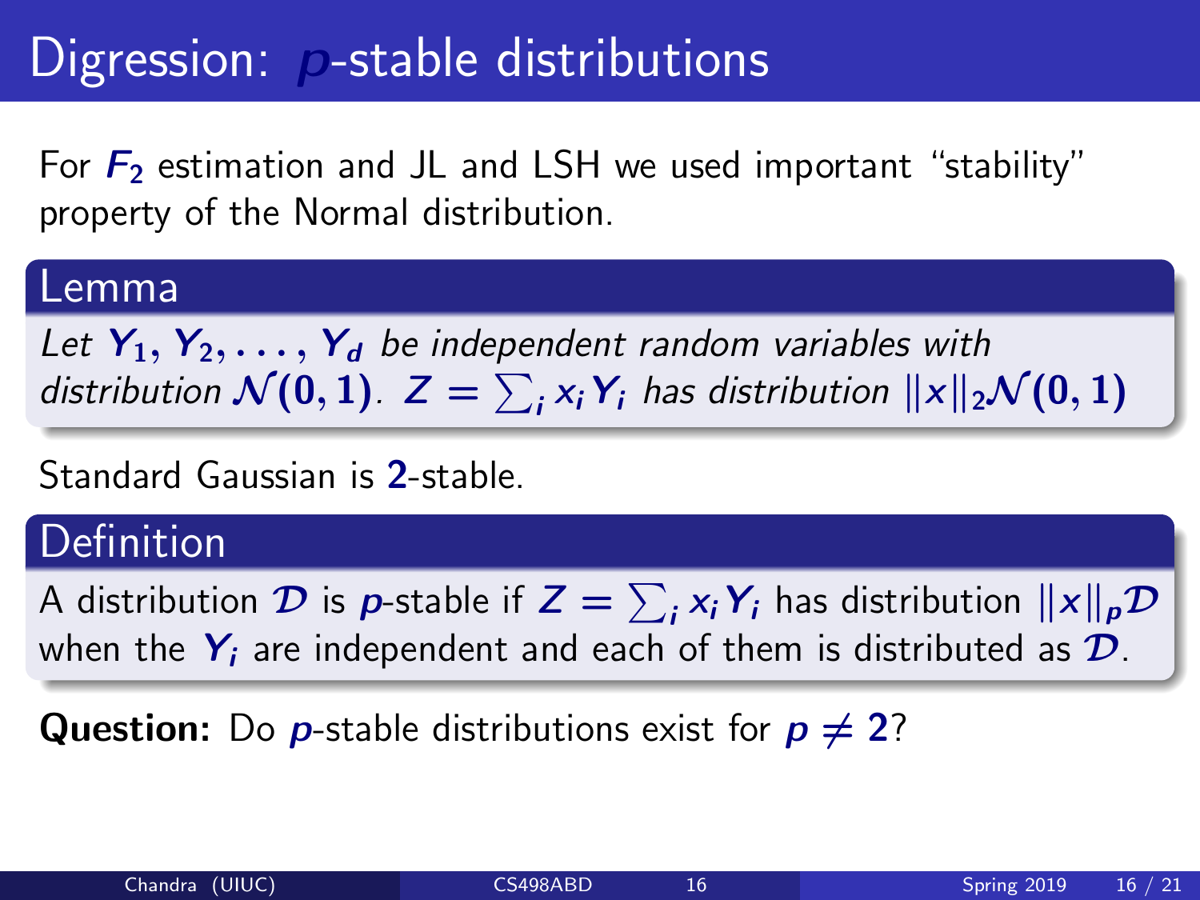# Digression: $p$-stable distributions

For $F_2$ estimation and JL and LSH we used important "stability" property of the Normal distribution.

**Lemma**

*Let $Y_1, Y_2, \ldots, Y_d$ be independent random variables with distribution $\mathcal{N}(0,1)$. $Z = \sum_i x_i Y_i$ has distribution $\|x\|_2 \mathcal{N}(0,1)$*

Standard Gaussian is $2$-stable.

**Definition**

A distribution $\mathcal{D}$ is $p$-stable if $Z = \sum_i x_i Y_i$ has distribution $\|x\|_p \mathcal{D}$ when the $Y_i$ are independent and each of them is distributed as $\mathcal{D}$.

**Question:** Do $p$-stable distributions exist for $p \neq 2$?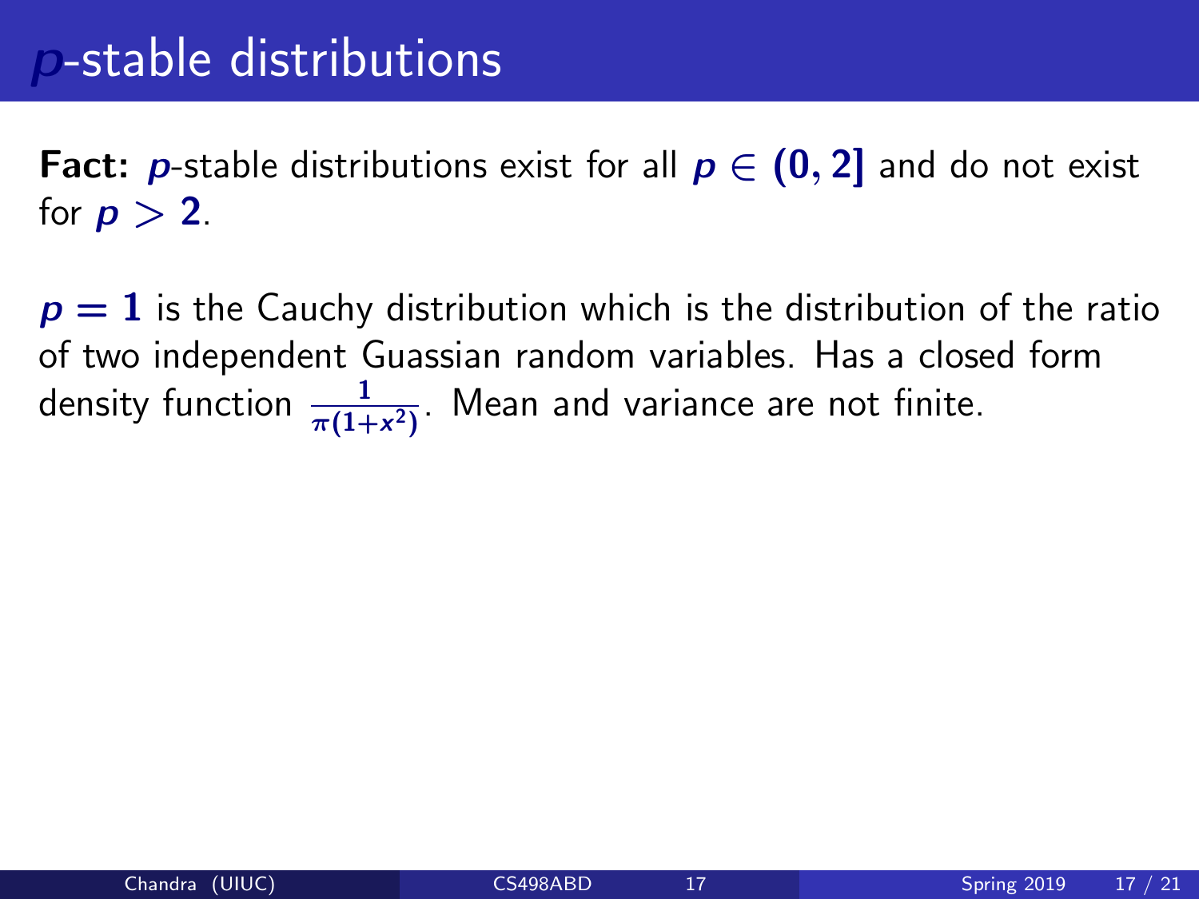# $p$-stable distributions

**Fact:** $p$-stable distributions exist for all $p \in (0, 2]$ and do not exist for $p > 2$.

$p = 1$ is the Cauchy distribution which is the distribution of the ratio of two independent Guassian random variables. Has a closed form density function $\frac{1}{\pi(1+x^2)}$. Mean and variance are not finite.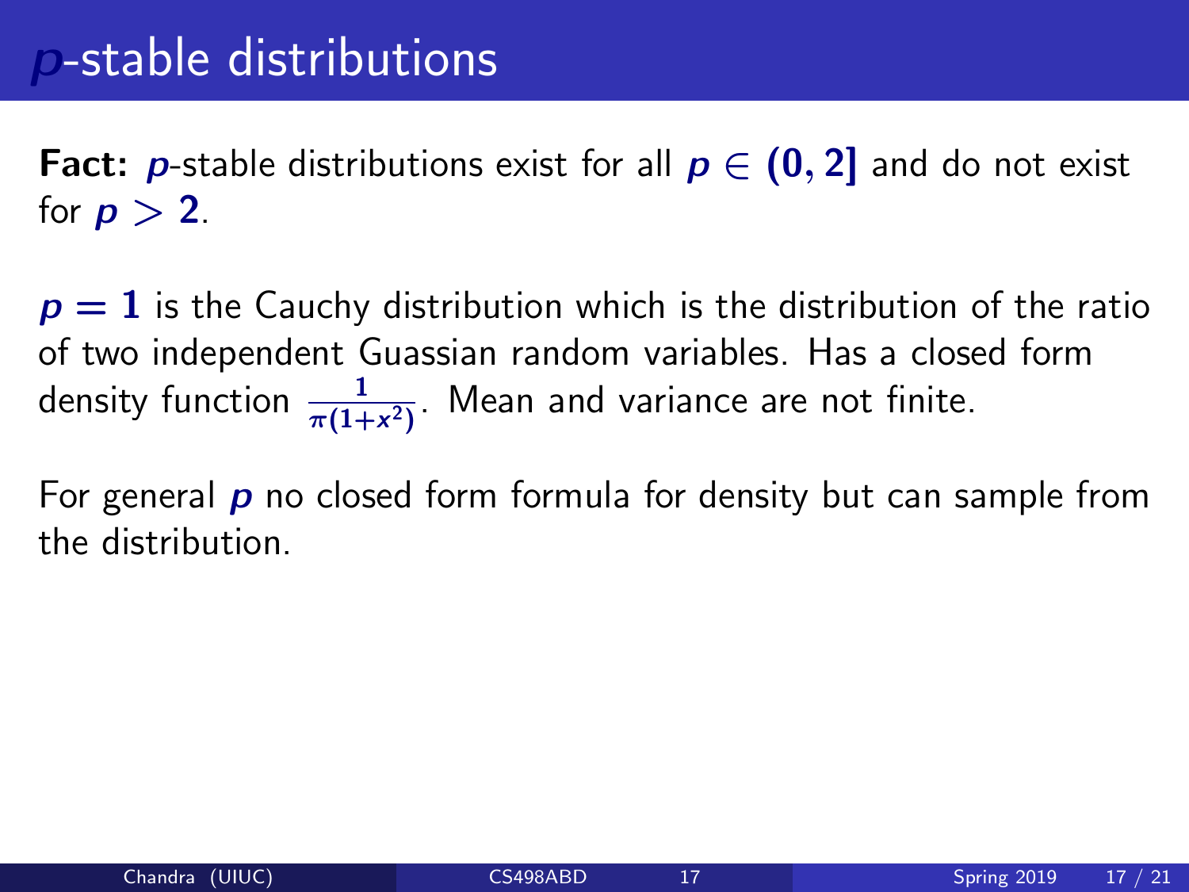# $p$-stable distributions

**Fact:** $p$-stable distributions exist for all $p \in (0, 2]$ and do not exist for $p > 2$.

$p = 1$ is the Cauchy distribution which is the distribution of the ratio of two independent Guassian random variables. Has a closed form density function $\frac{1}{\pi(1+x^2)}$. Mean and variance are not finite.

For general $p$ no closed form formula for density but can sample from the distribution.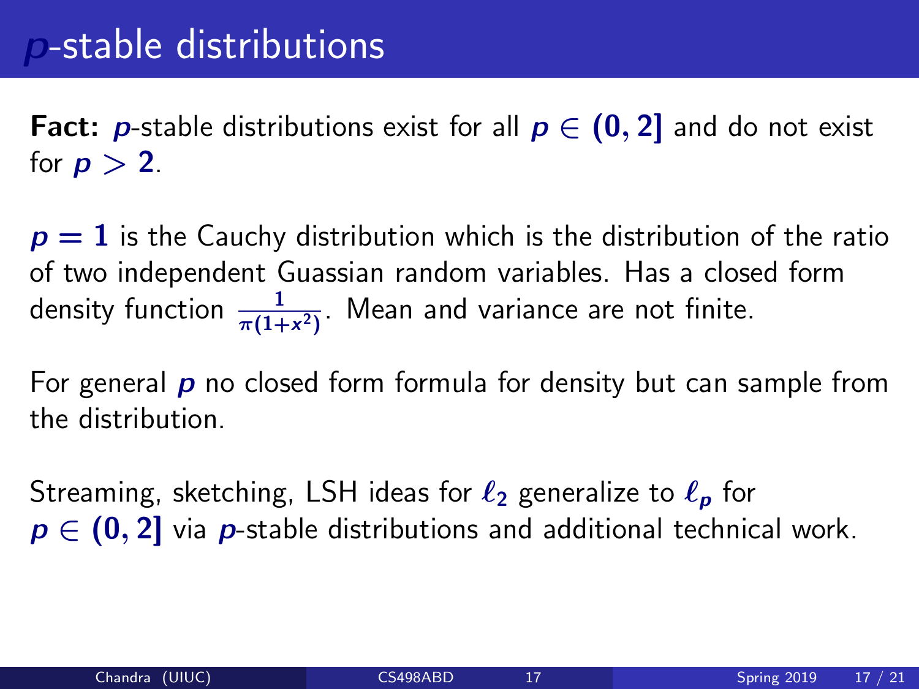# $p$-stable distributions

**Fact:** $p$-stable distributions exist for all $p \in (0, 2]$ and do not exist for $p > 2$.

$p = 1$ is the Cauchy distribution which is the distribution of the ratio of two independent Guassian random variables. Has a closed form density function $\frac{1}{\pi(1+x^2)}$. Mean and variance are not finite.

For general $p$ no closed form formula for density but can sample from the distribution.

Streaming, sketching, LSH ideas for $\ell_2$ generalize to $\ell_p$ for $p \in (0, 2]$ via $p$-stable distributions and additional technical work.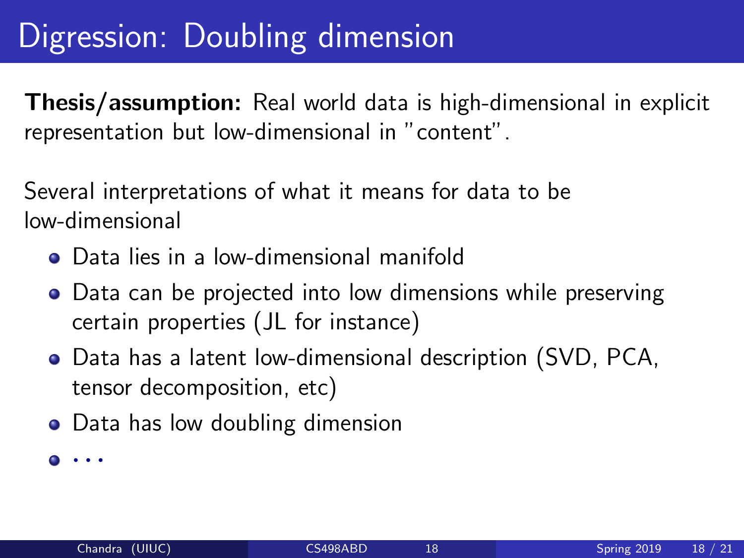# Digression: Doubling dimension

**Thesis/assumption:** Real world data is high-dimensional in explicit representation but low-dimensional in "content".

Several interpretations of what it means for data to be low-dimensional

- Data lies in a low-dimensional manifold
- Data can be projected into low dimensions while preserving certain properties (JL for instance)
- Data has a latent low-dimensional description (SVD, PCA, tensor decomposition, etc)
- Data has low doubling dimension
- ...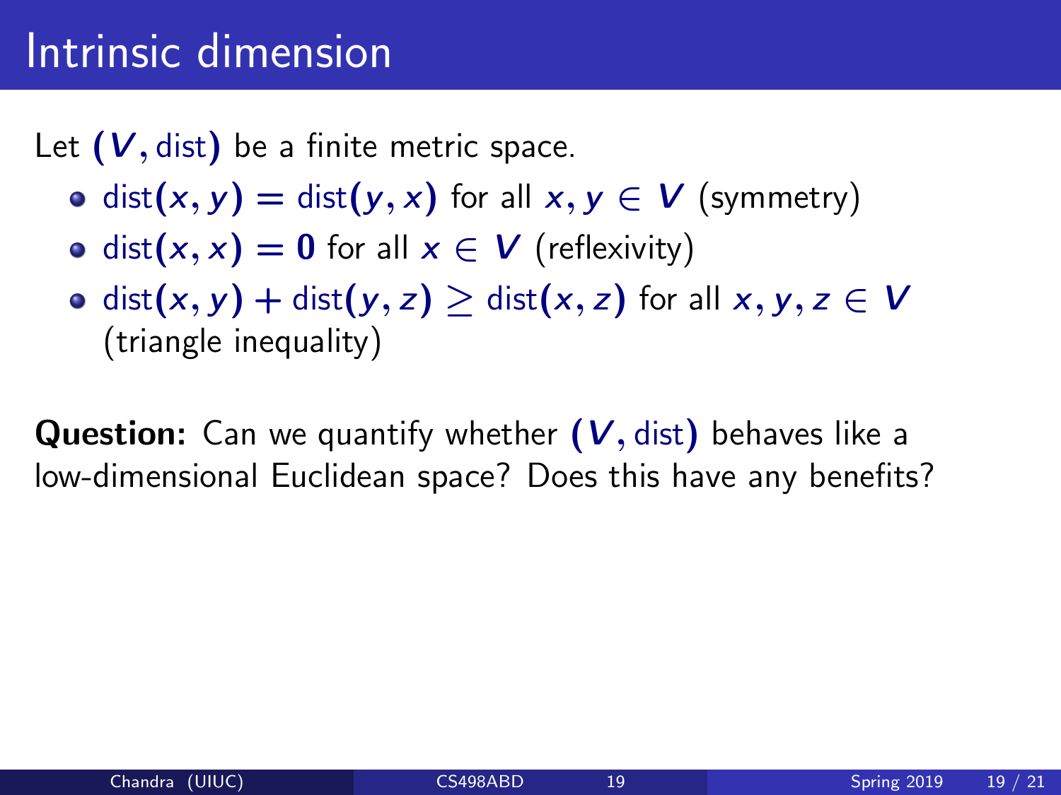# Intrinsic dimension

Let $(V, \text{dist})$ be a finite metric space.

- $\text{dist}(x, y) = \text{dist}(y, x)$ for all $x, y \in V$ (symmetry)
- $\text{dist}(x, x) = 0$ for all $x \in V$ (reflexivity)
- $\text{dist}(x, y) + \text{dist}(y, z) \geq \text{dist}(x, z)$ for all $x, y, z \in V$ (triangle inequality)

**Question:** Can we quantify whether $(V, \text{dist})$ behaves like a low-dimensional Euclidean space? Does this have any benefits?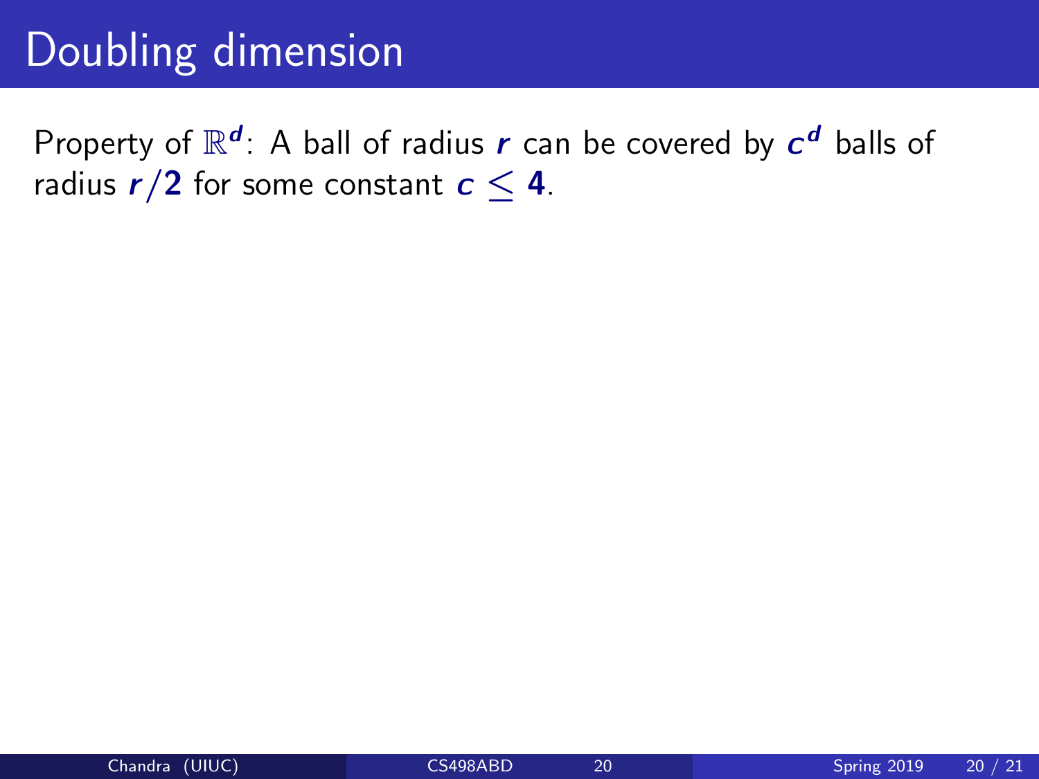# Doubling dimension

Property of $\mathbb{R}^d$: A ball of radius $r$ can be covered by $c^d$ balls of radius $r/2$ for some constant $c \leq 4$.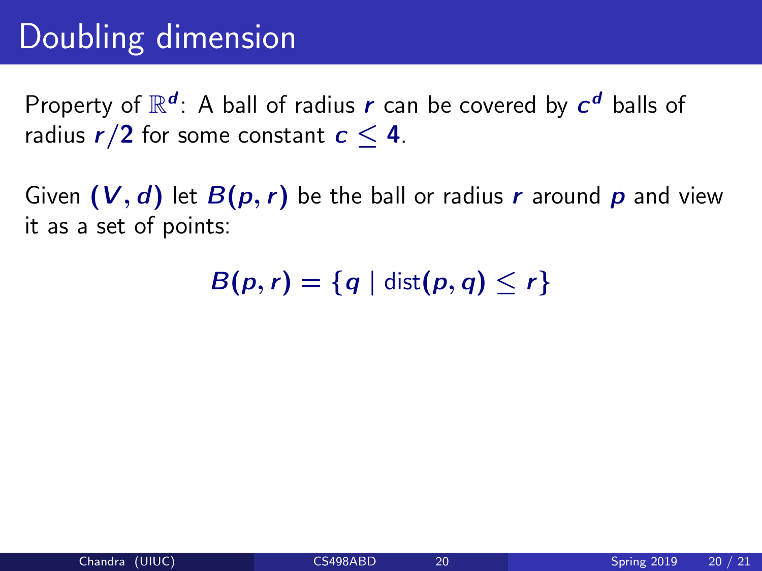# Doubling dimension

Property of $\mathbb{R}^d$: A ball of radius $r$ can be covered by $c^d$ balls of radius $r/2$ for some constant $c \leq 4$.

Given $(V, d)$ let $B(p, r)$ be the ball or radius $r$ around $p$ and view it as a set of points:

$$B(p, r) = \{q \mid \text{dist}(p, q) \leq r\}$$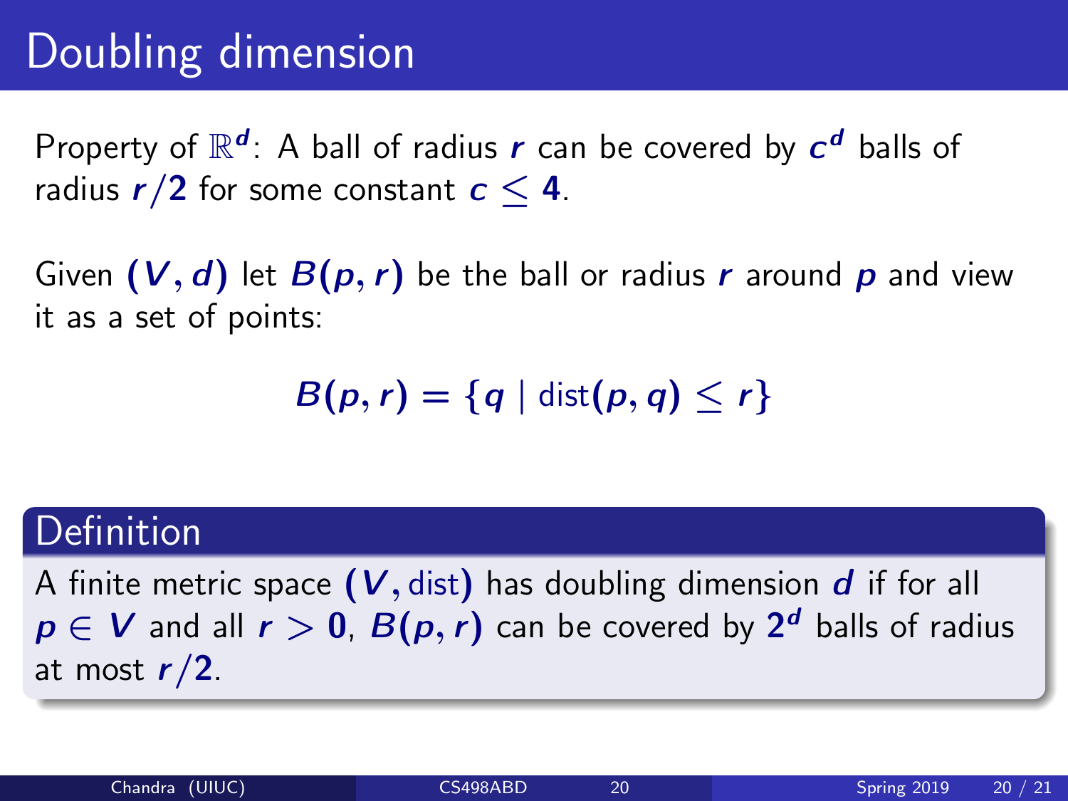# Doubling dimension

Property of $\mathbb{R}^d$: A ball of radius $r$ can be covered by $c^d$ balls of radius $r/2$ for some constant $c \leq 4$.

Given $(V, d)$ let $B(p, r)$ be the ball or radius $r$ around $p$ and view it as a set of points:

$$B(p, r) = \{q \mid \text{dist}(p, q) \leq r\}$$

**Definition**

A finite metric space $(V, \text{dist})$ has doubling dimension $d$ if for all $p \in V$ and all $r > 0$, $B(p, r)$ can be covered by $2^d$ balls of radius at most $r/2$.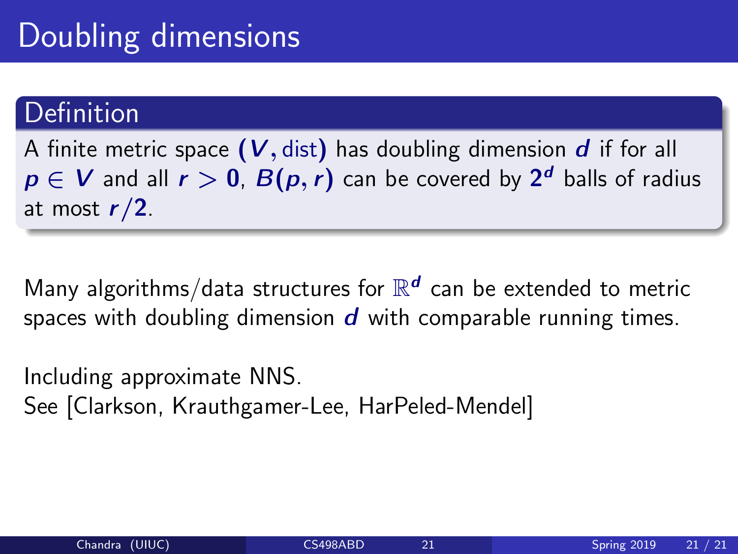# Doubling dimensions

## Definition

A finite metric space $(V, \text{dist})$ has doubling dimension $d$ if for all $p \in V$ and all $r > 0$, $B(p, r)$ can be covered by $2^d$ balls of radius at most $r/2$.

Many algorithms/data structures for $\mathbb{R}^d$ can be extended to metric spaces with doubling dimension $d$ with comparable running times.

Including approximate NNS.
See [Clarkson, Krauthgamer-Lee, HarPeled-Mendel]